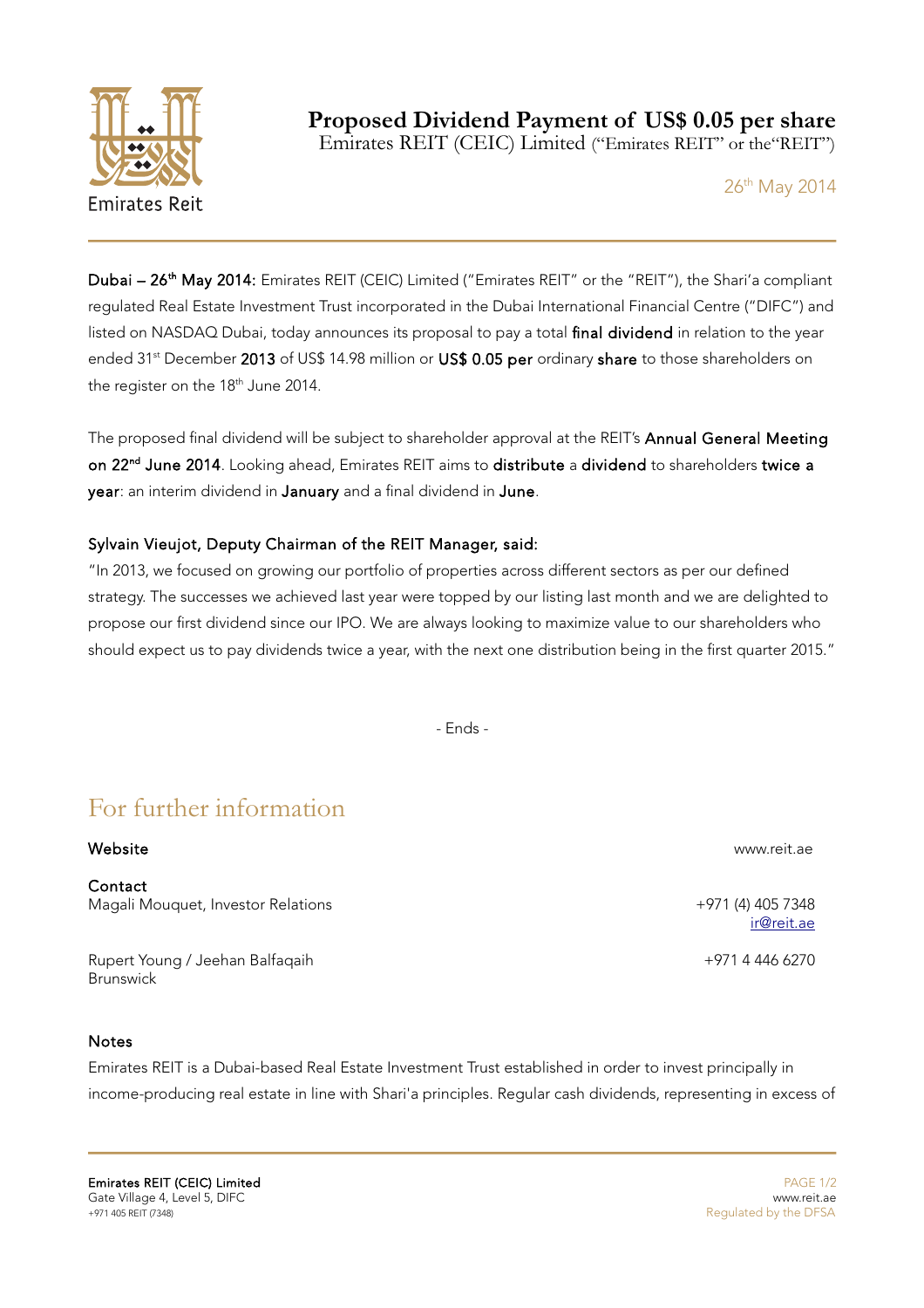# Proposed Dividend Payment of US$ 0.05 per share

Emirates REIT (CEIC) Limited ("Emirates REIT" or the"REIT")

26th May 2014

**Dubai – 26th May 2014:** Emirates REIT (CEIC) Limited ("Emirates REIT" or the "REIT"), the Shari'a compliant regulated Real Estate Investment Trust incorporated in the Dubai International Financial Centre ("DIFC") and listed on NASDAQ Dubai, today announces its proposal to pay a total **final dividend** in relation to the year ended 31st December **2013** of US$ 14.98 million or **US$ 0.05 per** ordinary **share** to those shareholders on the register on the 18th June 2014.

The proposed final dividend will be subject to shareholder approval at the REIT's **Annual General Meeting on 22nd June 2014**. Looking ahead, Emirates REIT aims to **distribute** a **dividend** to shareholders **twice a year**: an interim dividend in **January** and a final dividend in **June**.

**Sylvain Vieujot, Deputy Chairman of the REIT Manager, said:**

"In 2013, we focused on growing our portfolio of properties across different sectors as per our defined strategy. The successes we achieved last year were topped by our listing last month and we are delighted to propose our first dividend since our IPO. We are always looking to maximize value to our shareholders who should expect us to pay dividends twice a year, with the next one distribution being in the first quarter 2015."

- Ends -

## For further information

**Website** www.reit.ae

**Contact**

Magali Mouquet, Investor Relations +971 (4) 405 7348
ir@reit.ae

Rupert Young / Jeehan Balfaqaih
Brunswick +971 4 446 6270

**Notes**

Emirates REIT is a Dubai-based Real Estate Investment Trust established in order to invest principally in income-producing real estate in line with Shari'a principles. Regular cash dividends, representing in excess of

**Emirates REIT (CEIC) Limited**
Gate Village 4, Level 5, DIFC
+971 405 REIT (7348)

www.reit.ae
Regulated by the DFSA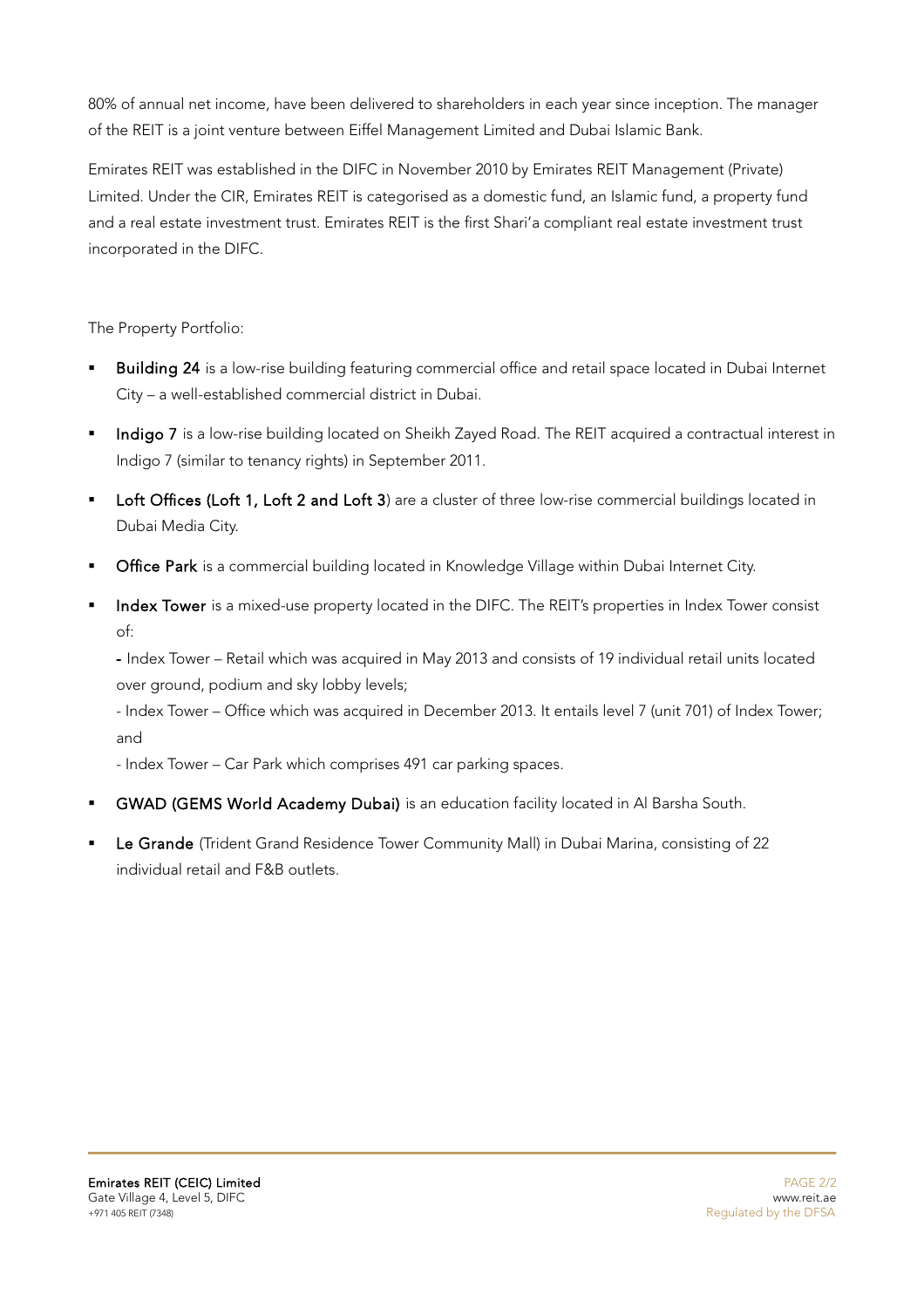80% of annual net income, have been delivered to shareholders in each year since inception. The manager of the REIT is a joint venture between Eiffel Management Limited and Dubai Islamic Bank.

Emirates REIT was established in the DIFC in November 2010 by Emirates REIT Management (Private) Limited. Under the CIR, Emirates REIT is categorised as a domestic fund, an Islamic fund, a property fund and a real estate investment trust. Emirates REIT is the first Shari'a compliant real estate investment trust incorporated in the DIFC.

The Property Portfolio:

- **Building 24** is a low-rise building featuring commercial office and retail space located in Dubai Internet City – a well-established commercial district in Dubai.
- **Indigo 7** is a low-rise building located on Sheikh Zayed Road. The REIT acquired a contractual interest in Indigo 7 (similar to tenancy rights) in September 2011.
- **Loft Offices (Loft 1, Loft 2 and Loft 3**) are a cluster of three low-rise commercial buildings located in Dubai Media City.
- **Office Park** is a commercial building located in Knowledge Village within Dubai Internet City.
- **Index Tower** is a mixed-use property located in the DIFC. The REIT's properties in Index Tower consist of:

  - Index Tower – Retail which was acquired in May 2013 and consists of 19 individual retail units located over ground, podium and sky lobby levels;

  - Index Tower – Office which was acquired in December 2013. It entails level 7 (unit 701) of Index Tower; and

  - Index Tower – Car Park which comprises 491 car parking spaces.
- **GWAD (GEMS World Academy Dubai)** is an education facility located in Al Barsha South.
- **Le Grande** (Trident Grand Residence Tower Community Mall) in Dubai Marina, consisting of 22 individual retail and F&B outlets.

**Emirates REIT (CEIC) Limited**
Gate Village 4, Level 5, DIFC
+971 405 REIT (7348)

www.reit.ae
Regulated by the DFSA